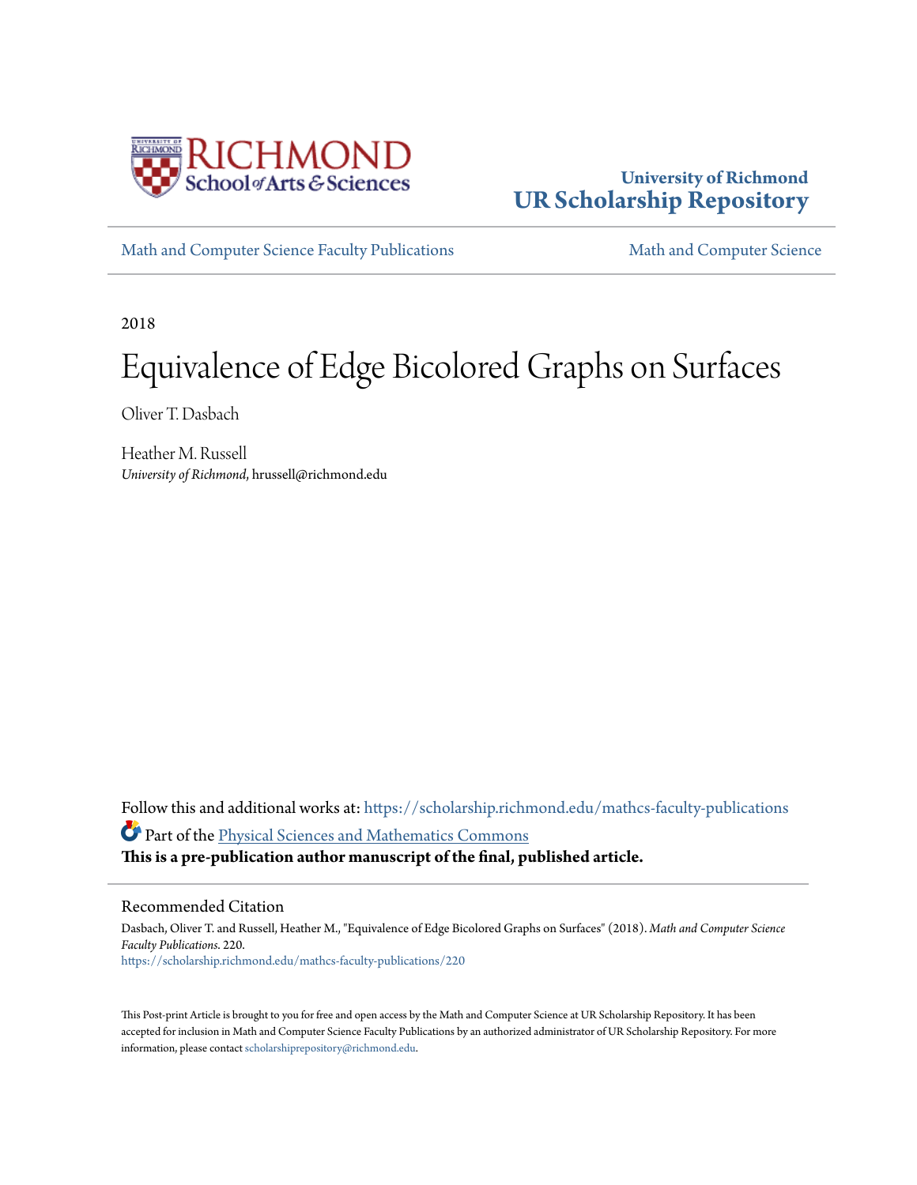University of Richmond
**UR Scholarship Repository**

Math and Computer Science Faculty Publications | Math and Computer Science

2018

# Equivalence of Edge Bicolored Graphs on Surfaces

Oliver T. Dasbach

Heather M. Russell
*University of Richmond*, hrussell@richmond.edu

Follow this and additional works at: https://scholarship.richmond.edu/mathcs-faculty-publications

Part of the Physical Sciences and Mathematics Commons

**This is a pre-publication author manuscript of the final, published article.**

## Recommended Citation

Dasbach, Oliver T. and Russell, Heather M., "Equivalence of Edge Bicolored Graphs on Surfaces" (2018). *Math and Computer Science Faculty Publications*. 220.
https://scholarship.richmond.edu/mathcs-faculty-publications/220

This Post-print Article is brought to you for free and open access by the Math and Computer Science at UR Scholarship Repository. It has been accepted for inclusion in Math and Computer Science Faculty Publications by an authorized administrator of UR Scholarship Repository. For more information, please contact scholarshiprepository@richmond.edu.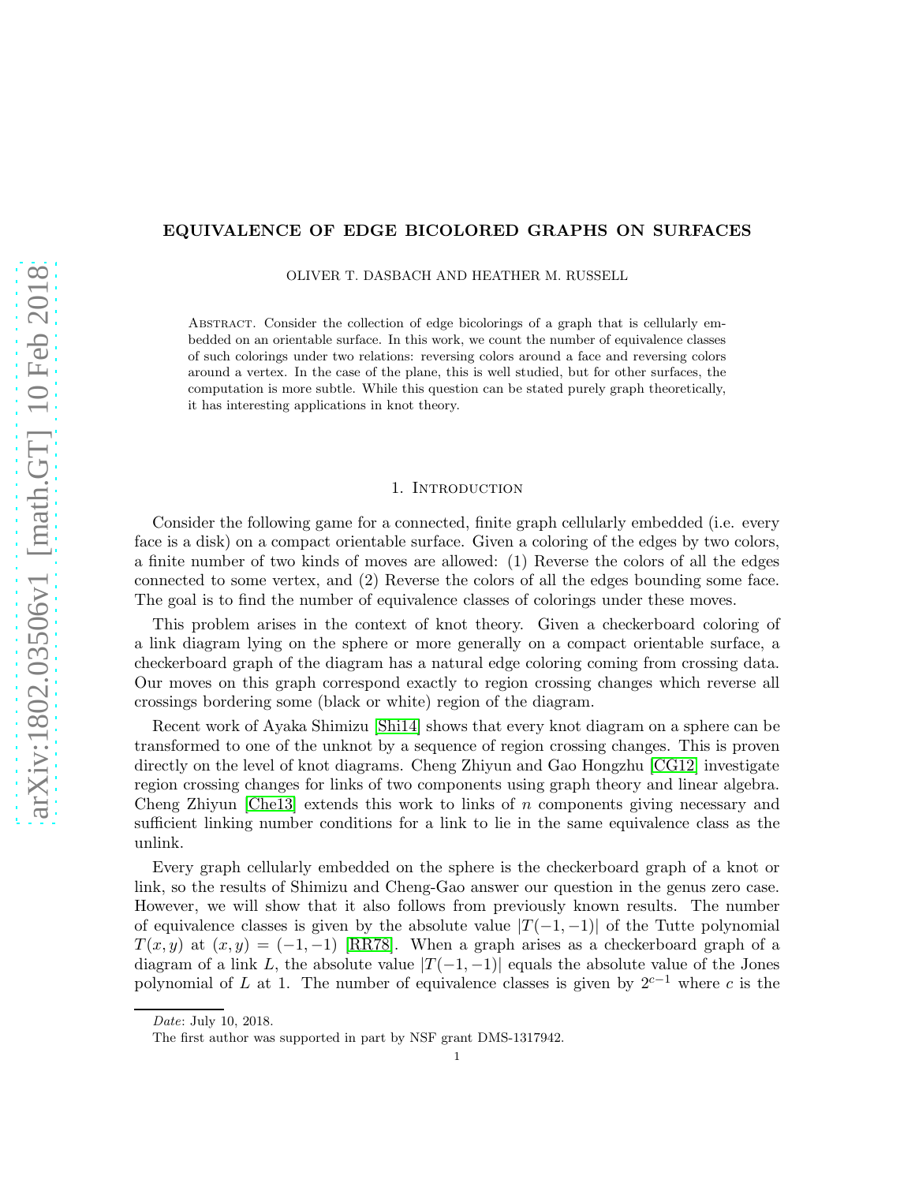# EQUIVALENCE OF EDGE BICOLORED GRAPHS ON SURFACES

OLIVER T. DASBACH AND HEATHER M. RUSSELL

Abstract. Consider the collection of edge bicolorings of a graph that is cellularly embedded on an orientable surface. In this work, we count the number of equivalence classes of such colorings under two relations: reversing colors around a face and reversing colors around a vertex. In the case of the plane, this is well studied, but for other surfaces, the computation is more subtle. While this question can be stated purely graph theoretically, it has interesting applications in knot theory.

## 1. Introduction

Consider the following game for a connected, finite graph cellularly embedded (i.e. every face is a disk) on a compact orientable surface. Given a coloring of the edges by two colors, a finite number of two kinds of moves are allowed: (1) Reverse the colors of all the edges connected to some vertex, and (2) Reverse the colors of all the edges bounding some face. The goal is to find the number of equivalence classes of colorings under these moves.

This problem arises in the context of knot theory. Given a checkerboard coloring of a link diagram lying on the sphere or more generally on a compact orientable surface, a checkerboard graph of the diagram has a natural edge coloring coming from crossing data. Our moves on this graph correspond exactly to region crossing changes which reverse all crossings bordering some (black or white) region of the diagram.

Recent work of Ayaka Shimizu [Shi14] shows that every knot diagram on a sphere can be transformed to one of the unknot by a sequence of region crossing changes. This is proven directly on the level of knot diagrams. Cheng Zhiyun and Gao Hongzhu [CG12] investigate region crossing changes for links of two components using graph theory and linear algebra. Cheng Zhiyun [Che13] extends this work to links of $n$ components giving necessary and sufficient linking number conditions for a link to lie in the same equivalence class as the unlink.

Every graph cellularly embedded on the sphere is the checkerboard graph of a knot or link, so the results of Shimizu and Cheng-Gao answer our question in the genus zero case. However, we will show that it also follows from previously known results. The number of equivalence classes is given by the absolute value $|T(-1,-1)|$ of the Tutte polynomial $T(x,y)$ at $(x,y) = (-1,-1)$ [RR78]. When a graph arises as a checkerboard graph of a diagram of a link $L$, the absolute value $|T(-1,-1)|$ equals the absolute value of the Jones polynomial of $L$ at 1. The number of equivalence classes is given by $2^{c-1}$ where $c$ is the

*Date*: July 10, 2018.

The first author was supported in part by NSF grant DMS-1317942.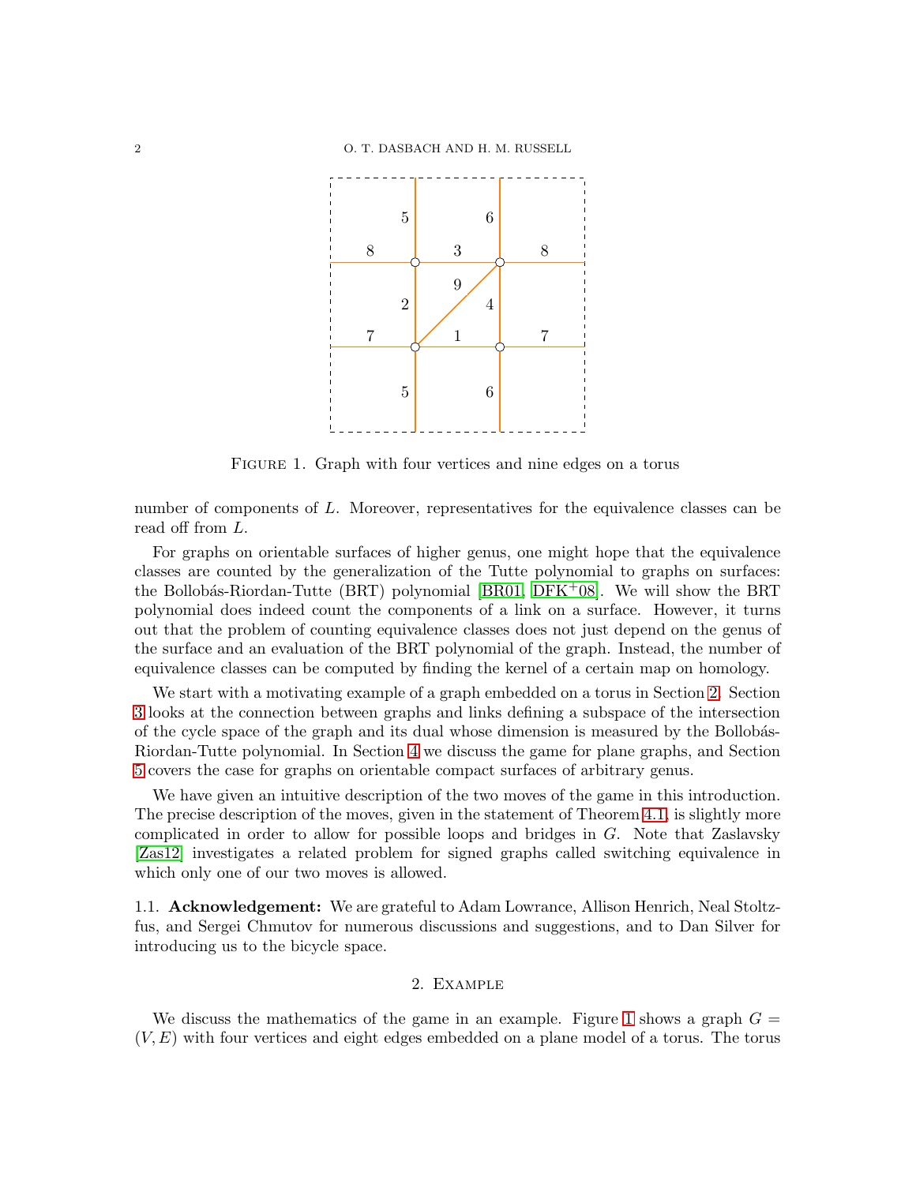Figure 1. Graph with four vertices and nine edges on a torus

number of components of $L$. Moreover, representatives for the equivalence classes can be read off from $L$.

For graphs on orientable surfaces of higher genus, one might hope that the equivalence classes are counted by the generalization of the Tutte polynomial to graphs on surfaces: the Bollobás-Riordan-Tutte (BRT) polynomial [BR01, DFK+08]. We will show the BRT polynomial does indeed count the components of a link on a surface. However, it turns out that the problem of counting equivalence classes does not just depend on the genus of the surface and an evaluation of the BRT polynomial of the graph. Instead, the number of equivalence classes can be computed by finding the kernel of a certain map on homology.

We start with a motivating example of a graph embedded on a torus in Section 2. Section 3 looks at the connection between graphs and links defining a subspace of the intersection of the cycle space of the graph and its dual whose dimension is measured by the Bollobás-Riordan-Tutte polynomial. In Section 4 we discuss the game for plane graphs, and Section 5 covers the case for graphs on orientable compact surfaces of arbitrary genus.

We have given an intuitive description of the two moves of the game in this introduction. The precise description of the moves, given in the statement of Theorem 4.1, is slightly more complicated in order to allow for possible loops and bridges in $G$. Note that Zaslavsky [Zas12] investigates a related problem for signed graphs called switching equivalence in which only one of our two moves is allowed.

### 1.1. **Acknowledgement:**

We are grateful to Adam Lowrance, Allison Henrich, Neal Stoltzfus, and Sergei Chmutov for numerous discussions and suggestions, and to Dan Silver for introducing us to the bicycle space.

## 2. Example

We discuss the mathematics of the game in an example. Figure 1 shows a graph $G = (V, E)$ with four vertices and eight edges embedded on a plane model of a torus. The torus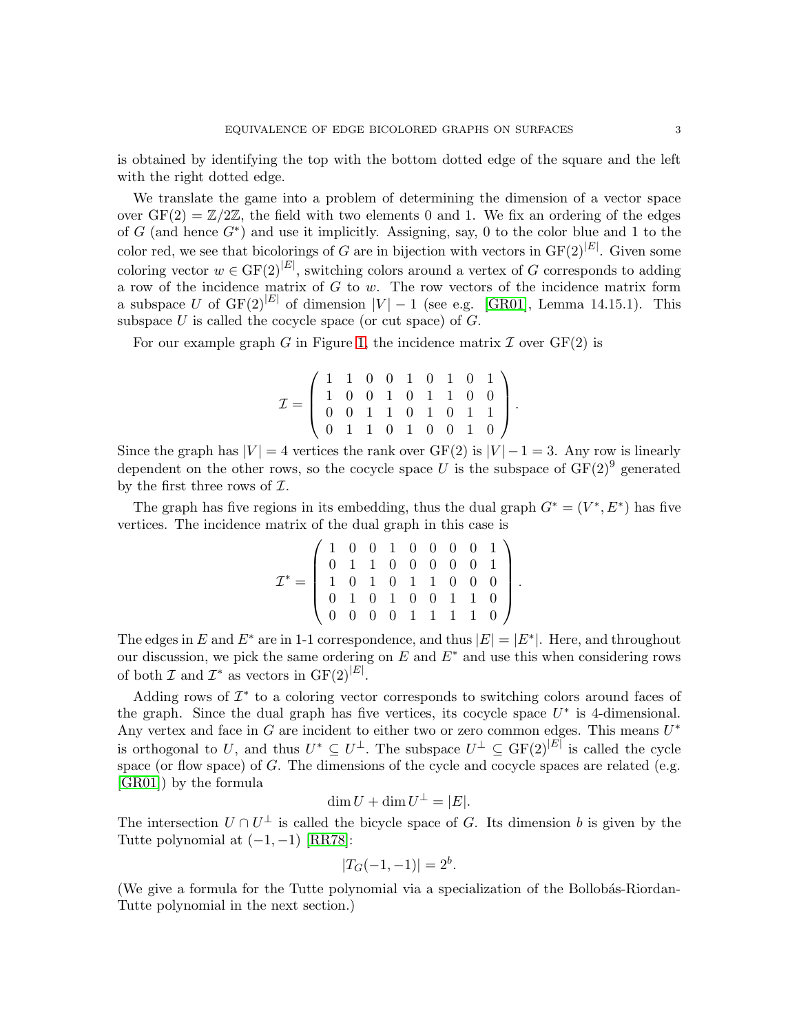is obtained by identifying the top with the bottom dotted edge of the square and the left with the right dotted edge.

We translate the game into a problem of determining the dimension of a vector space over $\mathrm{GF}(2) = \mathbb{Z}/2\mathbb{Z}$, the field with two elements 0 and 1. We fix an ordering of the edges of $G$ (and hence $G^*$) and use it implicitly. Assigning, say, 0 to the color blue and 1 to the color red, we see that bicolorings of $G$ are in bijection with vectors in $\mathrm{GF}(2)^{|E|}$. Given some coloring vector $w \in \mathrm{GF}(2)^{|E|}$, switching colors around a vertex of $G$ corresponds to adding a row of the incidence matrix of $G$ to $w$. The row vectors of the incidence matrix form a subspace $U$ of $\mathrm{GF}(2)^{|E|}$ of dimension $|V| - 1$ (see e.g. [GR01], Lemma 14.15.1). This subspace $U$ is called the cocycle space (or cut space) of $G$.

For our example graph $G$ in Figure 1, the incidence matrix $\mathcal{I}$ over $\mathrm{GF}(2)$ is

$$\mathcal{I} = \begin{pmatrix} 1 & 1 & 0 & 0 & 1 & 0 & 1 & 0 & 1 \\ 1 & 0 & 0 & 1 & 0 & 1 & 1 & 0 & 0 \\ 0 & 0 & 1 & 1 & 0 & 1 & 0 & 1 & 1 \\ 0 & 1 & 1 & 0 & 1 & 0 & 0 & 1 & 0 \end{pmatrix}.$$

Since the graph has $|V| = 4$ vertices the rank over $\mathrm{GF}(2)$ is $|V| - 1 = 3$. Any row is linearly dependent on the other rows, so the cocycle space $U$ is the subspace of $\mathrm{GF}(2)^9$ generated by the first three rows of $\mathcal{I}$.

The graph has five regions in its embedding, thus the dual graph $G^* = (V^*, E^*)$ has five vertices. The incidence matrix of the dual graph in this case is

$$\mathcal{I}^* = \begin{pmatrix} 1 & 0 & 0 & 1 & 0 & 0 & 0 & 0 & 1 \\ 0 & 1 & 1 & 0 & 0 & 0 & 0 & 0 & 1 \\ 1 & 0 & 1 & 0 & 1 & 1 & 0 & 0 & 0 \\ 0 & 1 & 0 & 1 & 0 & 0 & 1 & 1 & 0 \\ 0 & 0 & 0 & 0 & 1 & 1 & 1 & 1 & 0 \end{pmatrix}.$$

The edges in $E$ and $E^*$ are in 1-1 correspondence, and thus $|E| = |E^*|$. Here, and throughout our discussion, we pick the same ordering on $E$ and $E^*$ and use this when considering rows of both $\mathcal{I}$ and $\mathcal{I}^*$ as vectors in $\mathrm{GF}(2)^{|E|}$.

Adding rows of $\mathcal{I}^*$ to a coloring vector corresponds to switching colors around faces of the graph. Since the dual graph has five vertices, its cocycle space $U^*$ is 4-dimensional. Any vertex and face in $G$ are incident to either two or zero common edges. This means $U^*$ is orthogonal to $U$, and thus $U^* \subseteq U^\perp$. The subspace $U^\perp \subseteq \mathrm{GF}(2)^{|E|}$ is called the cycle space (or flow space) of $G$. The dimensions of the cycle and cocycle spaces are related (e.g. [GR01]) by the formula

$$\dim U + \dim U^\perp = |E|.$$

The intersection $U \cap U^\perp$ is called the bicycle space of $G$. Its dimension $b$ is given by the Tutte polynomial at $(-1, -1)$ [RR78]:

$$|T_G(-1, -1)| = 2^b.$$

(We give a formula for the Tutte polynomial via a specialization of the Bollobás-Riordan-Tutte polynomial in the next section.)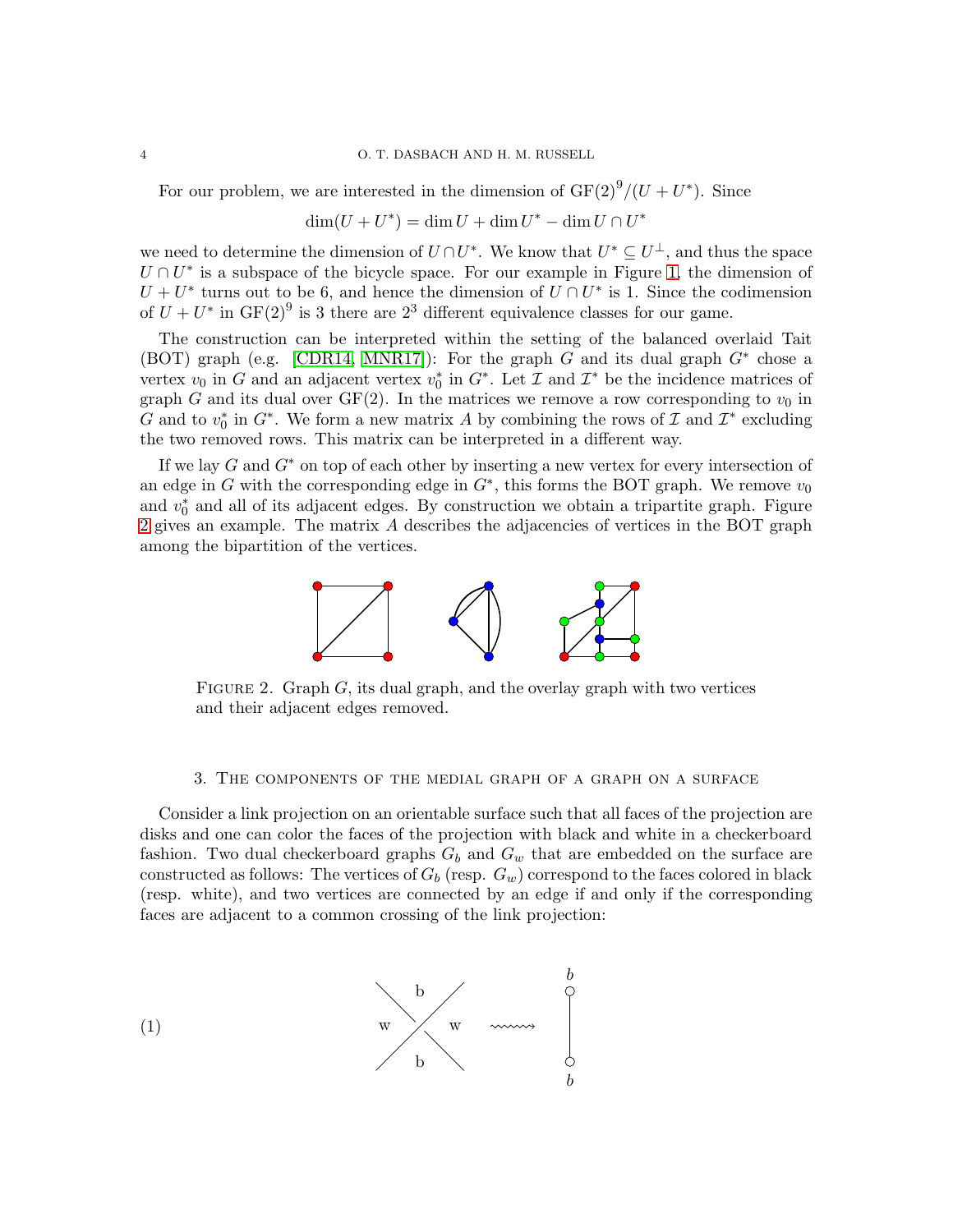For our problem, we are interested in the dimension of $\mathrm{GF}(2)^9/(U+U^*)$. Since

$$\dim(U+U^*) = \dim U + \dim U^* - \dim U \cap U^*$$

we need to determine the dimension of $U \cap U^*$. We know that $U^* \subseteq U^\perp$, and thus the space $U \cap U^*$ is a subspace of the bicycle space. For our example in Figure 1, the dimension of $U + U^*$ turns out to be 6, and hence the dimension of $U \cap U^*$ is 1. Since the codimension of $U + U^*$ in $\mathrm{GF}(2)^9$ is 3 there are $2^3$ different equivalence classes for our game.

The construction can be interpreted within the setting of the balanced overlaid Tait (BOT) graph (e.g. [CDR14, MNR17]): For the graph $G$ and its dual graph $G^*$ chose a vertex $v_0$ in $G$ and an adjacent vertex $v_0^*$ in $G^*$. Let $\mathcal{I}$ and $\mathcal{I}^*$ be the incidence matrices of graph $G$ and its dual over $\mathrm{GF}(2)$. In the matrices we remove a row corresponding to $v_0$ in $G$ and to $v_0^*$ in $G^*$. We form a new matrix $A$ by combining the rows of $\mathcal{I}$ and $\mathcal{I}^*$ excluding the two removed rows. This matrix can be interpreted in a different way.

If we lay $G$ and $G^*$ on top of each other by inserting a new vertex for every intersection of an edge in $G$ with the corresponding edge in $G^*$, this forms the BOT graph. We remove $v_0$ and $v_0^*$ and all of its adjacent edges. By construction we obtain a tripartite graph. Figure 2 gives an example. The matrix $A$ describes the adjacencies of vertices in the BOT graph among the bipartition of the vertices.

FIGURE 2. Graph $G$, its dual graph, and the overlay graph with two vertices and their adjacent edges removed.

## 3. The components of the medial graph of a graph on a surface

Consider a link projection on an orientable surface such that all faces of the projection are disks and one can color the faces of the projection with black and white in a checkerboard fashion. Two dual checkerboard graphs $G_b$ and $G_w$ that are embedded on the surface are constructed as follows: The vertices of $G_b$ (resp. $G_w$) correspond to the faces colored in black (resp. white), and two vertices are connected by an edge if and only if the corresponding faces are adjacent to a common crossing of the link projection:

(1)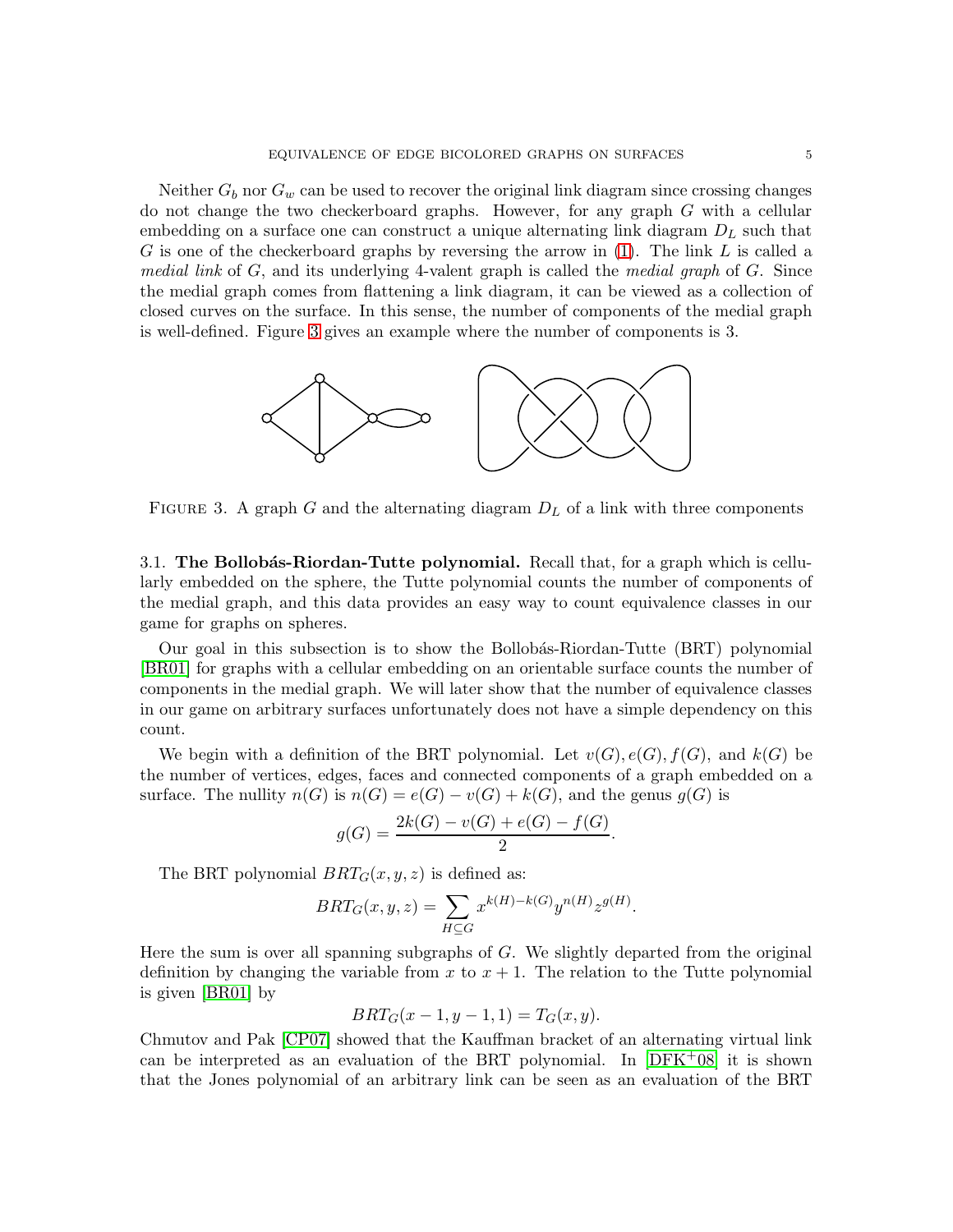Neither $G_b$ nor $G_w$ can be used to recover the original link diagram since crossing changes do not change the two checkerboard graphs. However, for any graph $G$ with a cellular embedding on a surface one can construct a unique alternating link diagram $D_L$ such that $G$ is one of the checkerboard graphs by reversing the arrow in (1). The link $L$ is called a *medial link* of $G$, and its underlying 4-valent graph is called the *medial graph* of $G$. Since the medial graph comes from flattening a link diagram, it can be viewed as a collection of closed curves on the surface. In this sense, the number of components of the medial graph is well-defined. Figure 3 gives an example where the number of components is 3.

FIGURE 3. A graph $G$ and the alternating diagram $D_L$ of a link with three components

### 3.1. The Bollobás-Riordan-Tutte polynomial.

Recall that, for a graph which is cellularly embedded on the sphere, the Tutte polynomial counts the number of components of the medial graph, and this data provides an easy way to count equivalence classes in our game for graphs on spheres.

Our goal in this subsection is to show the Bollobás-Riordan-Tutte (BRT) polynomial [BR01] for graphs with a cellular embedding on an orientable surface counts the number of components in the medial graph. We will later show that the number of equivalence classes in our game on arbitrary surfaces unfortunately does not have a simple dependency on this count.

We begin with a definition of the BRT polynomial. Let $v(G), e(G), f(G)$, and $k(G)$ be the number of vertices, edges, faces and connected components of a graph embedded on a surface. The nullity $n(G)$ is $n(G) = e(G) - v(G) + k(G)$, and the genus $g(G)$ is

$$g(G) = \frac{2k(G) - v(G) + e(G) - f(G)}{2}.$$

The BRT polynomial $BRT_G(x, y, z)$ is defined as:

$$BRT_G(x, y, z) = \sum_{H \subseteq G} x^{k(H)-k(G)} y^{n(H)} z^{g(H)}.$$

Here the sum is over all spanning subgraphs of $G$. We slightly departed from the original definition by changing the variable from $x$ to $x + 1$. The relation to the Tutte polynomial is given [BR01] by

$$BRT_G(x - 1, y - 1, 1) = T_G(x, y).$$

Chmutov and Pak [CP07] showed that the Kauffman bracket of an alternating virtual link can be interpreted as an evaluation of the BRT polynomial. In [DFK+08] it is shown that the Jones polynomial of an arbitrary link can be seen as an evaluation of the BRT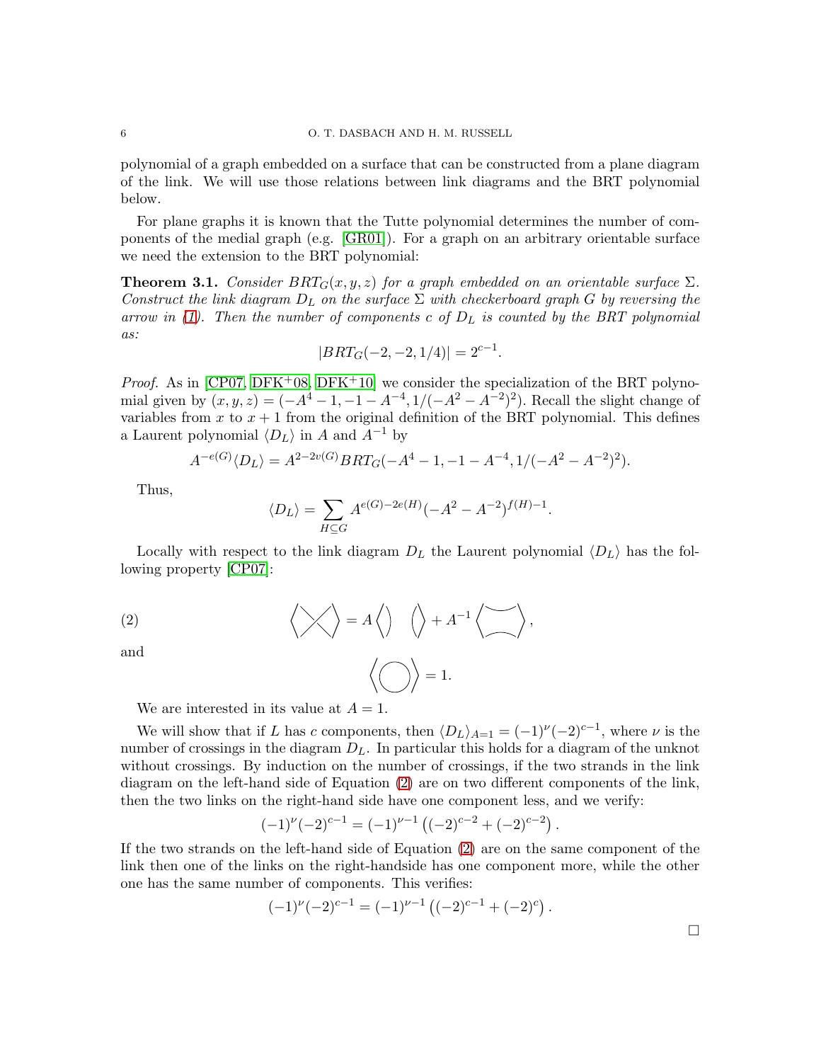polynomial of a graph embedded on a surface that can be constructed from a plane diagram of the link. We will use those relations between link diagrams and the BRT polynomial below.

For plane graphs it is known that the Tutte polynomial determines the number of components of the medial graph (e.g. [GR01]). For a graph on an arbitrary orientable surface we need the extension to the BRT polynomial:

**Theorem 3.1.** *Consider $BRT_G(x, y, z)$ for a graph embedded on an orientable surface $\Sigma$. Construct the link diagram $D_L$ on the surface $\Sigma$ with checkerboard graph $G$ by reversing the arrow in (1). Then the number of components $c$ of $D_L$ is counted by the BRT polynomial as:*

$$|BRT_G(-2, -2, 1/4)| = 2^{c-1}.$$

*Proof.* As in [CP07, DFK+08, DFK+10] we consider the specialization of the BRT polynomial given by $(x, y, z) = (-A^4 - 1, -1 - A^{-4}, 1/(-A^2 - A^{-2})^2)$. Recall the slight change of variables from $x$ to $x + 1$ from the original definition of the BRT polynomial. This defines a Laurent polynomial $\langle D_L \rangle$ in $A$ and $A^{-1}$ by

$$A^{-e(G)}\langle D_L \rangle = A^{2-2v(G)} BRT_G(-A^4 - 1, -1 - A^{-4}, 1/(-A^2 - A^{-2})^2).$$

Thus,

$$\langle D_L \rangle = \sum_{H \subseteq G} A^{e(G)-2e(H)}(-A^2 - A^{-2})^{f(H)-1}.$$

Locally with respect to the link diagram $D_L$ the Laurent polynomial $\langle D_L \rangle$ has the following property [CP07]:

$$\left\langle \times \right\rangle = A \left\langle )\,( \right\rangle + A^{-1} \left\langle \asymp \right\rangle, \tag{2}$$

and

$$\left\langle \bigcirc \right\rangle = 1.$$

We are interested in its value at $A = 1$.

We will show that if $L$ has $c$ components, then $\langle D_L \rangle_{A=1} = (-1)^\nu(-2)^{c-1}$, where $\nu$ is the number of crossings in the diagram $D_L$. In particular this holds for a diagram of the unknot without crossings. By induction on the number of crossings, if the two strands in the link diagram on the left-hand side of Equation (2) are on two different components of the link, then the two links on the right-hand side have one component less, and we verify:

$$(-1)^\nu(-2)^{c-1} = (-1)^{\nu-1}\left((-2)^{c-2} + (-2)^{c-2}\right).$$

If the two strands on the left-hand side of Equation (2) are on the same component of the link then one of the links on the right-handside has one component more, while the other one has the same number of components. This verifies:

$$(-1)^\nu(-2)^{c-1} = (-1)^{\nu-1}\left((-2)^{c-1} + (-2)^{c}\right).$$

□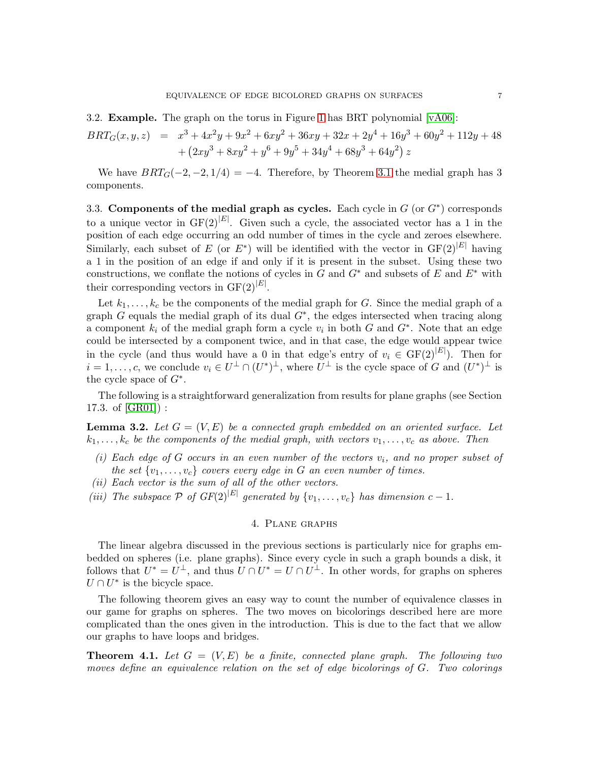3.2. **Example.** The graph on the torus in Figure 1 has BRT polynomial [vA06]:

$$
\begin{aligned}
BRT_G(x,y,z) &= x^3 + 4x^2y + 9x^2 + 6xy^2 + 36xy + 32x + 2y^4 + 16y^3 + 60y^2 + 112y + 48 \\
&\quad + \left(2xy^3 + 8xy^2 + y^6 + 9y^5 + 34y^4 + 68y^3 + 64y^2\right) z
\end{aligned}
$$

We have $BRT_G(-2,-2,1/4) = -4$. Therefore, by Theorem 3.1 the medial graph has 3 components.

3.3. **Components of the medial graph as cycles.** Each cycle in $G$ (or $G^*$) corresponds to a unique vector in $\mathrm{GF}(2)^{|E|}$. Given such a cycle, the associated vector has a 1 in the position of each edge occurring an odd number of times in the cycle and zeroes elsewhere. Similarly, each subset of $E$ (or $E^*$) will be identified with the vector in $\mathrm{GF}(2)^{|E|}$ having a 1 in the position of an edge if and only if it is present in the subset. Using these two constructions, we conflate the notions of cycles in $G$ and $G^*$ and subsets of $E$ and $E^*$ with their corresponding vectors in $\mathrm{GF}(2)^{|E|}$.

Let $k_1, \ldots, k_c$ be the components of the medial graph for $G$. Since the medial graph of a graph $G$ equals the medial graph of its dual $G^*$, the edges intersected when tracing along a component $k_i$ of the medial graph form a cycle $v_i$ in both $G$ and $G^*$. Note that an edge could be intersected by a component twice, and in that case, the edge would appear twice in the cycle (and thus would have a 0 in that edge's entry of $v_i \in \mathrm{GF}(2)^{|E|}$). Then for $i = 1, \ldots, c$, we conclude $v_i \in U^\perp \cap (U^*)^\perp$, where $U^\perp$ is the cycle space of $G$ and $(U^*)^\perp$ is the cycle space of $G^*$.

The following is a straightforward generalization from results for plane graphs (see Section 17.3. of [GR01]) :

**Lemma 3.2.** *Let $G = (V, E)$ be a connected graph embedded on an oriented surface. Let $k_1, \ldots, k_c$ be the components of the medial graph, with vectors $v_1, \ldots, v_c$ as above. Then*

*(i) Each edge of $G$ occurs in an even number of the vectors $v_i$, and no proper subset of the set $\{v_1, \ldots, v_c\}$ covers every edge in $G$ an even number of times.*
*(ii) Each vector is the sum of all of the other vectors.*
*(iii) The subspace $\mathcal{P}$ of $GF(2)^{|E|}$ generated by $\{v_1, \ldots, v_c\}$ has dimension $c - 1$.*

## 4. Plane graphs

The linear algebra discussed in the previous sections is particularly nice for graphs embedded on spheres (i.e. plane graphs). Since every cycle in such a graph bounds a disk, it follows that $U^* = U^\perp$, and thus $U \cap U^* = U \cap U^\perp$. In other words, for graphs on spheres $U \cap U^*$ is the bicycle space.

The following theorem gives an easy way to count the number of equivalence classes in our game for graphs on spheres. The two moves on bicolorings described here are more complicated than the ones given in the introduction. This is due to the fact that we allow our graphs to have loops and bridges.

**Theorem 4.1.** *Let $G = (V, E)$ be a finite, connected plane graph. The following two moves define an equivalence relation on the set of edge bicolorings of $G$. Two colorings*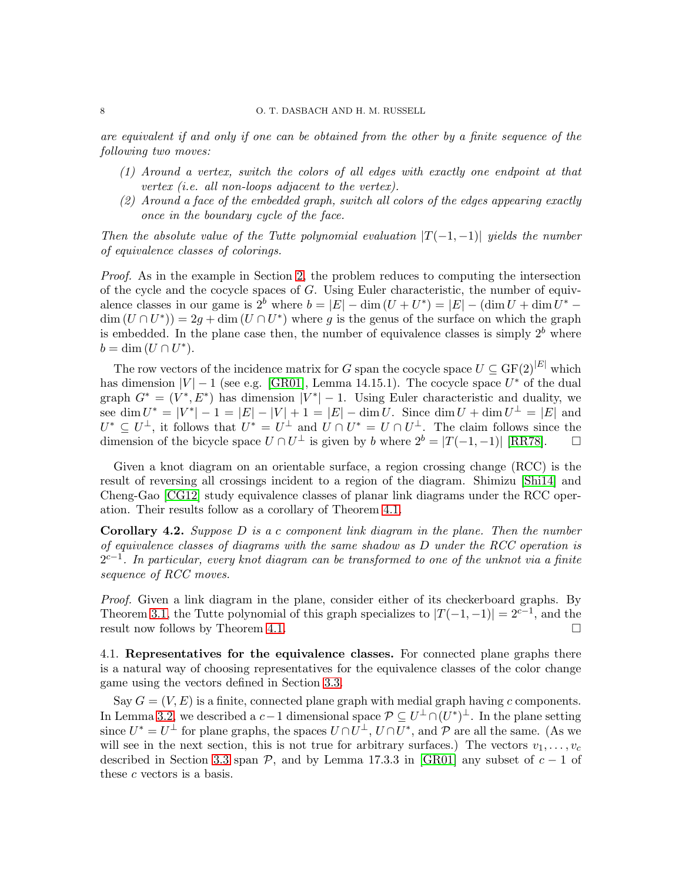*are equivalent if and only if one can be obtained from the other by a finite sequence of the following two moves:*

*(1) Around a vertex, switch the colors of all edges with exactly one endpoint at that vertex (i.e. all non-loops adjacent to the vertex).*

*(2) Around a face of the embedded graph, switch all colors of the edges appearing exactly once in the boundary cycle of the face.*

*Then the absolute value of the Tutte polynomial evaluation $|T(-1,-1)|$ yields the number of equivalence classes of colorings.*

*Proof.* As in the example in Section 2, the problem reduces to computing the intersection of the cycle and the cocycle spaces of $G$. Using Euler characteristic, the number of equivalence classes in our game is $2^b$ where $b = |E| - \dim(U + U^*) = |E| - (\dim U + \dim U^* - \dim(U \cap U^*)) = 2g + \dim(U \cap U^*)$ where $g$ is the genus of the surface on which the graph is embedded. In the plane case then, the number of equivalence classes is simply $2^b$ where $b = \dim(U \cap U^*)$.

The row vectors of the incidence matrix for $G$ span the cocycle space $U \subseteq \mathrm{GF}(2)^{|E|}$ which has dimension $|V| - 1$ (see e.g. [GR01], Lemma 14.15.1). The cocycle space $U^*$ of the dual graph $G^* = (V^*, E^*)$ has dimension $|V^*| - 1$. Using Euler characteristic and duality, we see $\dim U^* = |V^*| - 1 = |E| - |V| + 1 = |E| - \dim U$. Since $\dim U + \dim U^\perp = |E|$ and $U^* \subseteq U^\perp$, it follows that $U^* = U^\perp$ and $U \cap U^* = U \cap U^\perp$. The claim follows since the dimension of the bicycle space $U \cap U^\perp$ is given by $b$ where $2^b = |T(-1,-1)|$ [RR78]. □

Given a knot diagram on an orientable surface, a region crossing change (RCC) is the result of reversing all crossings incident to a region of the diagram. Shimizu [Shi14] and Cheng-Gao [CG12] study equivalence classes of planar link diagrams under the RCC operation. Their results follow as a corollary of Theorem 4.1.

**Corollary 4.2.** *Suppose $D$ is a $c$ component link diagram in the plane. Then the number of equivalence classes of diagrams with the same shadow as $D$ under the RCC operation is $2^{c-1}$. In particular, every knot diagram can be transformed to one of the unknot via a finite sequence of RCC moves.*

*Proof.* Given a link diagram in the plane, consider either of its checkerboard graphs. By Theorem 3.1, the Tutte polynomial of this graph specializes to $|T(-1,-1)| = 2^{c-1}$, and the result now follows by Theorem 4.1. □

4.1. **Representatives for the equivalence classes.** For connected plane graphs there is a natural way of choosing representatives for the equivalence classes of the color change game using the vectors defined in Section 3.3.

Say $G = (V, E)$ is a finite, connected plane graph with medial graph having $c$ components. In Lemma 3.2, we described a $c-1$ dimensional space $\mathcal{P} \subseteq U^\perp \cap (U^*)^\perp$. In the plane setting since $U^* = U^\perp$ for plane graphs, the spaces $U \cap U^\perp$, $U \cap U^*$, and $\mathcal{P}$ are all the same. (As we will see in the next section, this is not true for arbitrary surfaces.) The vectors $v_1, \ldots, v_c$ described in Section 3.3 span $\mathcal{P}$, and by Lemma 17.3.3 in [GR01] any subset of $c-1$ of these $c$ vectors is a basis.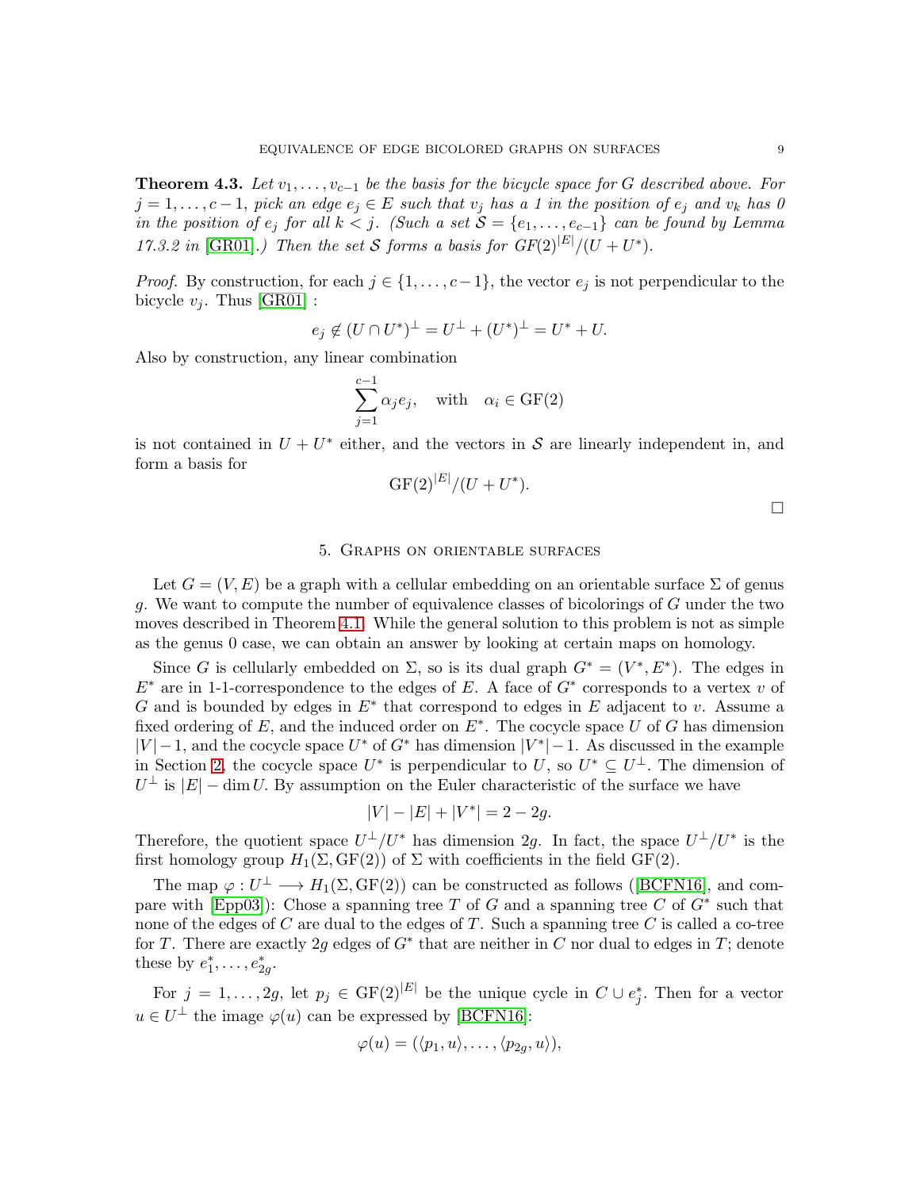**Theorem 4.3.** *Let $v_1, \ldots, v_{c-1}$ be the basis for the bicycle space for $G$ described above. For $j = 1, \ldots, c-1$, pick an edge $e_j \in E$ such that $v_j$ has a 1 in the position of $e_j$ and $v_k$ has 0 in the position of $e_j$ for all $k < j$. (Such a set $\mathcal{S} = \{e_1, \ldots, e_{c-1}\}$ can be found by Lemma 17.3.2 in [GR01].) Then the set $\mathcal{S}$ forms a basis for $GF(2)^{|E|}/(U + U^*)$.*

*Proof.* By construction, for each $j \in \{1, \ldots, c-1\}$, the vector $e_j$ is not perpendicular to the bicycle $v_j$. Thus [GR01] :

$$e_j \notin (U \cap U^*)^\perp = U^\perp + (U^*)^\perp = U^* + U.$$

Also by construction, any linear combination

$$\sum_{j=1}^{c-1} \alpha_j e_j, \quad \text{with} \quad \alpha_i \in \mathrm{GF}(2)$$

is not contained in $U + U^*$ either, and the vectors in $\mathcal{S}$ are linearly independent in, and form a basis for

$$\mathrm{GF}(2)^{|E|}/(U + U^*).$$

□

## 5. Graphs on orientable surfaces

Let $G = (V, E)$ be a graph with a cellular embedding on an orientable surface $\Sigma$ of genus $g$. We want to compute the number of equivalence classes of bicolorings of $G$ under the two moves described in Theorem 4.1. While the general solution to this problem is not as simple as the genus 0 case, we can obtain an answer by looking at certain maps on homology.

Since $G$ is cellularly embedded on $\Sigma$, so is its dual graph $G^* = (V^*, E^*)$. The edges in $E^*$ are in 1-1-correspondence to the edges of $E$. A face of $G^*$ corresponds to a vertex $v$ of $G$ and is bounded by edges in $E^*$ that correspond to edges in $E$ adjacent to $v$. Assume a fixed ordering of $E$, and the induced order on $E^*$. The cocycle space $U$ of $G$ has dimension $|V|-1$, and the cocycle space $U^*$ of $G^*$ has dimension $|V^*|-1$. As discussed in the example in Section 2, the cocycle space $U^*$ is perpendicular to $U$, so $U^* \subseteq U^\perp$. The dimension of $U^\perp$ is $|E| - \dim U$. By assumption on the Euler characteristic of the surface we have

$$|V| - |E| + |V^*| = 2 - 2g.$$

Therefore, the quotient space $U^\perp/U^*$ has dimension $2g$. In fact, the space $U^\perp/U^*$ is the first homology group $H_1(\Sigma, \mathrm{GF}(2))$ of $\Sigma$ with coefficients in the field $\mathrm{GF}(2)$.

The map $\varphi : U^\perp \longrightarrow H_1(\Sigma, \mathrm{GF}(2))$ can be constructed as follows ([BCFN16], and compare with [Epp03]): Chose a spanning tree $T$ of $G$ and a spanning tree $C$ of $G^*$ such that none of the edges of $C$ are dual to the edges of $T$. Such a spanning tree $C$ is called a co-tree for $T$. There are exactly $2g$ edges of $G^*$ that are neither in $C$ nor dual to edges in $T$; denote these by $e_1^*, \ldots, e_{2g}^*$.

For $j = 1, \ldots, 2g$, let $p_j \in \mathrm{GF}(2)^{|E|}$ be the unique cycle in $C \cup e_j^*$. Then for a vector $u \in U^\perp$ the image $\varphi(u)$ can be expressed by [BCFN16]:

$$\varphi(u) = (\langle p_1, u \rangle, \ldots, \langle p_{2g}, u \rangle),$$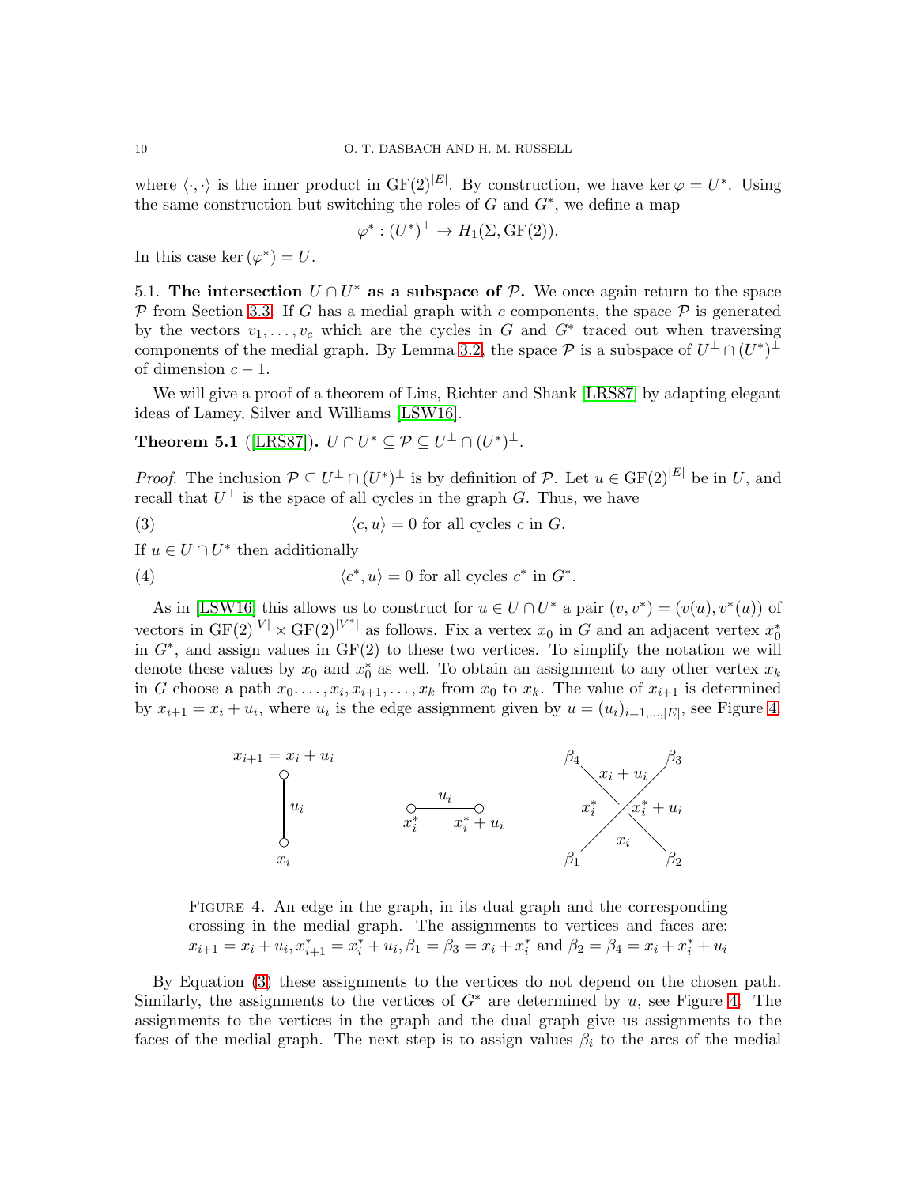where $\langle \cdot, \cdot \rangle$ is the inner product in $\mathrm{GF}(2)^{|E|}$. By construction, we have $\ker \varphi = U^*$. Using the same construction but switching the roles of $G$ and $G^*$, we define a map

$$\varphi^* : (U^*)^\perp \to H_1(\Sigma, \mathrm{GF}(2)).$$

In this case $\ker(\varphi^*) = U$.

**5.1. The intersection $U \cap U^*$ as a subspace of $\mathcal{P}$.** We once again return to the space $\mathcal{P}$ from Section 3.3. If $G$ has a medial graph with $c$ components, the space $\mathcal{P}$ is generated by the vectors $v_1, \ldots, v_c$ which are the cycles in $G$ and $G^*$ traced out when traversing components of the medial graph. By Lemma 3.2, the space $\mathcal{P}$ is a subspace of $U^\perp \cap (U^*)^\perp$ of dimension $c - 1$.

We will give a proof of a theorem of Lins, Richter and Shank [LRS87] by adapting elegant ideas of Lamey, Silver and Williams [LSW16].

**Theorem 5.1** ([LRS87]). *$U \cap U^* \subseteq \mathcal{P} \subseteq U^\perp \cap (U^*)^\perp$.*

*Proof.* The inclusion $\mathcal{P} \subseteq U^\perp \cap (U^*)^\perp$ is by definition of $\mathcal{P}$. Let $u \in \mathrm{GF}(2)^{|E|}$ be in $U$, and recall that $U^\perp$ is the space of all cycles in the graph $G$. Thus, we have

$$\langle c, u \rangle = 0 \text{ for all cycles } c \text{ in } G. \tag{3}$$

If $u \in U \cap U^*$ then additionally

$$\langle c^*, u \rangle = 0 \text{ for all cycles } c^* \text{ in } G^*. \tag{4}$$

As in [LSW16] this allows us to construct for $u \in U \cap U^*$ a pair $(v, v^*) = (v(u), v^*(u))$ of vectors in $\mathrm{GF}(2)^{|V|} \times \mathrm{GF}(2)^{|V^*|}$ as follows. Fix a vertex $x_0$ in $G$ and an adjacent vertex $x_0^*$ in $G^*$, and assign values in $\mathrm{GF}(2)$ to these two vertices. To simplify the notation we will denote these values by $x_0$ and $x_0^*$ as well. To obtain an assignment to any other vertex $x_k$ in $G$ choose a path $x_0 \ldots, x_i, x_{i+1}, \ldots, x_k$ from $x_0$ to $x_k$. The value of $x_{i+1}$ is determined by $x_{i+1} = x_i + u_i$, where $u_i$ is the edge assignment given by $u = (u_i)_{i=1,\ldots,|E|}$, see Figure 4.

Figure 4. An edge in the graph, in its dual graph and the corresponding crossing in the medial graph. The assignments to vertices and faces are: $x_{i+1} = x_i + u_i, x_{i+1}^* = x_i^* + u_i, \beta_1 = \beta_3 = x_i + x_i^*$ and $\beta_2 = \beta_4 = x_i + x_i^* + u_i$

By Equation (3) these assignments to the vertices do not depend on the chosen path. Similarly, the assignments to the vertices of $G^*$ are determined by $u$, see Figure 4. The assignments to the vertices in the graph and the dual graph give us assignments to the faces of the medial graph. The next step is to assign values $\beta_i$ to the arcs of the medial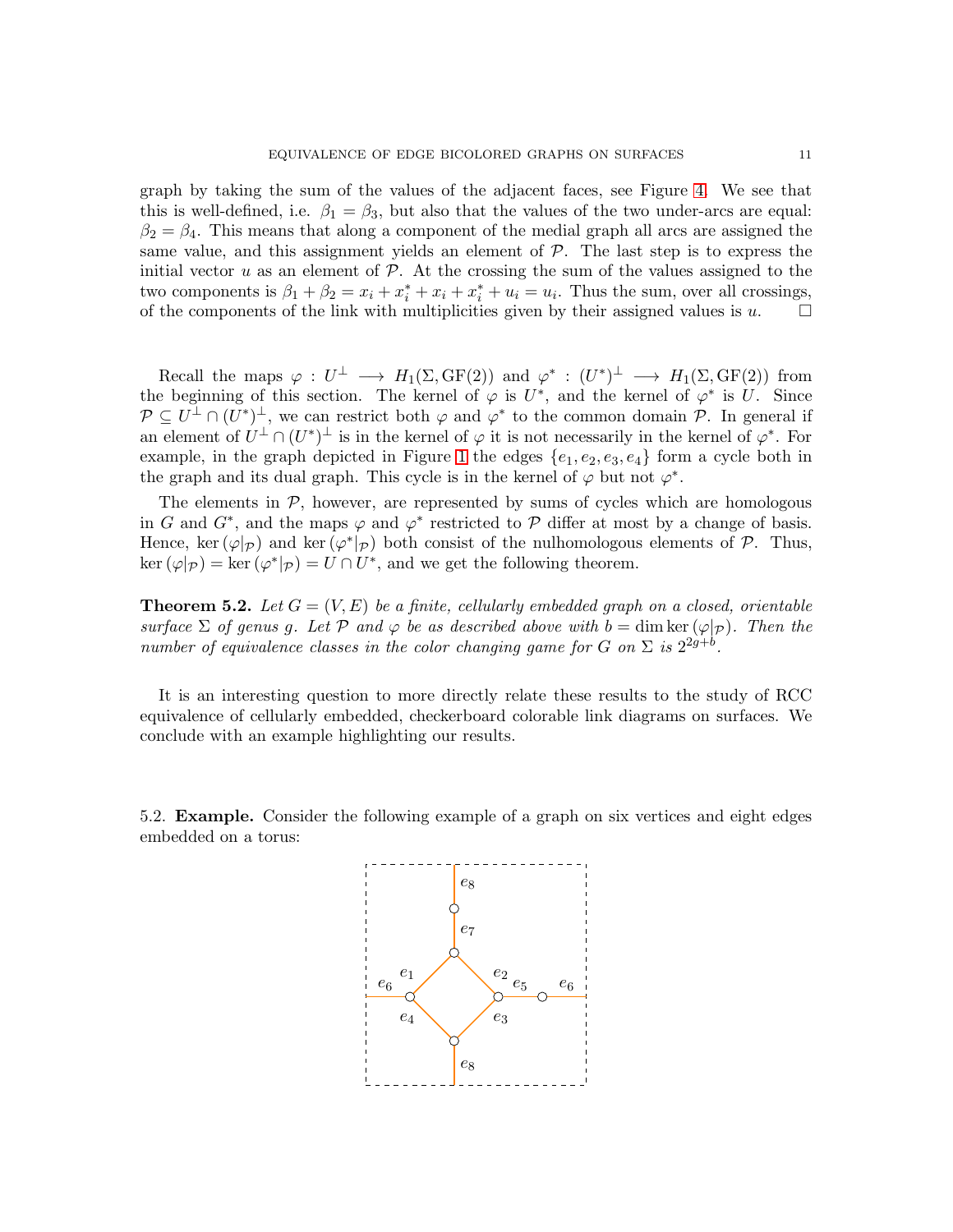graph by taking the sum of the values of the adjacent faces, see Figure 4. We see that this is well-defined, i.e. $\beta_1 = \beta_3$, but also that the values of the two under-arcs are equal: $\beta_2 = \beta_4$. This means that along a component of the medial graph all arcs are assigned the same value, and this assignment yields an element of $\mathcal{P}$. The last step is to express the initial vector $u$ as an element of $\mathcal{P}$. At the crossing the sum of the values assigned to the two components is $\beta_1 + \beta_2 = x_i + x_i^* + x_i + x_i^* + u_i = u_i$. Thus the sum, over all crossings, of the components of the link with multiplicities given by their assigned values is $u$. □

Recall the maps $\varphi : U^\perp \longrightarrow H_1(\Sigma, \mathrm{GF}(2))$ and $\varphi^* : (U^*)^\perp \longrightarrow H_1(\Sigma, \mathrm{GF}(2))$ from the beginning of this section. The kernel of $\varphi$ is $U^*$, and the kernel of $\varphi^*$ is $U$. Since $\mathcal{P} \subseteq U^\perp \cap (U^*)^\perp$, we can restrict both $\varphi$ and $\varphi^*$ to the common domain $\mathcal{P}$. In general if an element of $U^\perp \cap (U^*)^\perp$ is in the kernel of $\varphi$ it is not necessarily in the kernel of $\varphi^*$. For example, in the graph depicted in Figure 1 the edges $\{e_1, e_2, e_3, e_4\}$ form a cycle both in the graph and its dual graph. This cycle is in the kernel of $\varphi$ but not $\varphi^*$.

The elements in $\mathcal{P}$, however, are represented by sums of cycles which are homologous in $G$ and $G^*$, and the maps $\varphi$ and $\varphi^*$ restricted to $\mathcal{P}$ differ at most by a change of basis. Hence, $\ker(\varphi|_{\mathcal{P}})$ and $\ker(\varphi^*|_{\mathcal{P}})$ both consist of the nulhomologous elements of $\mathcal{P}$. Thus, $\ker(\varphi|_{\mathcal{P}}) = \ker(\varphi^*|_{\mathcal{P}}) = U \cap U^*$, and we get the following theorem.

**Theorem 5.2.** *Let $G = (V, E)$ be a finite, cellularly embedded graph on a closed, orientable surface $\Sigma$ of genus $g$. Let $\mathcal{P}$ and $\varphi$ be as described above with $b = \dim \ker(\varphi|_{\mathcal{P}})$. Then the number of equivalence classes in the color changing game for $G$ on $\Sigma$ is $2^{2g+b}$.*

It is an interesting question to more directly relate these results to the study of RCC equivalence of cellularly embedded, checkerboard colorable link diagrams on surfaces. We conclude with an example highlighting our results.

5.2. **Example.** Consider the following example of a graph on six vertices and eight edges embedded on a torus: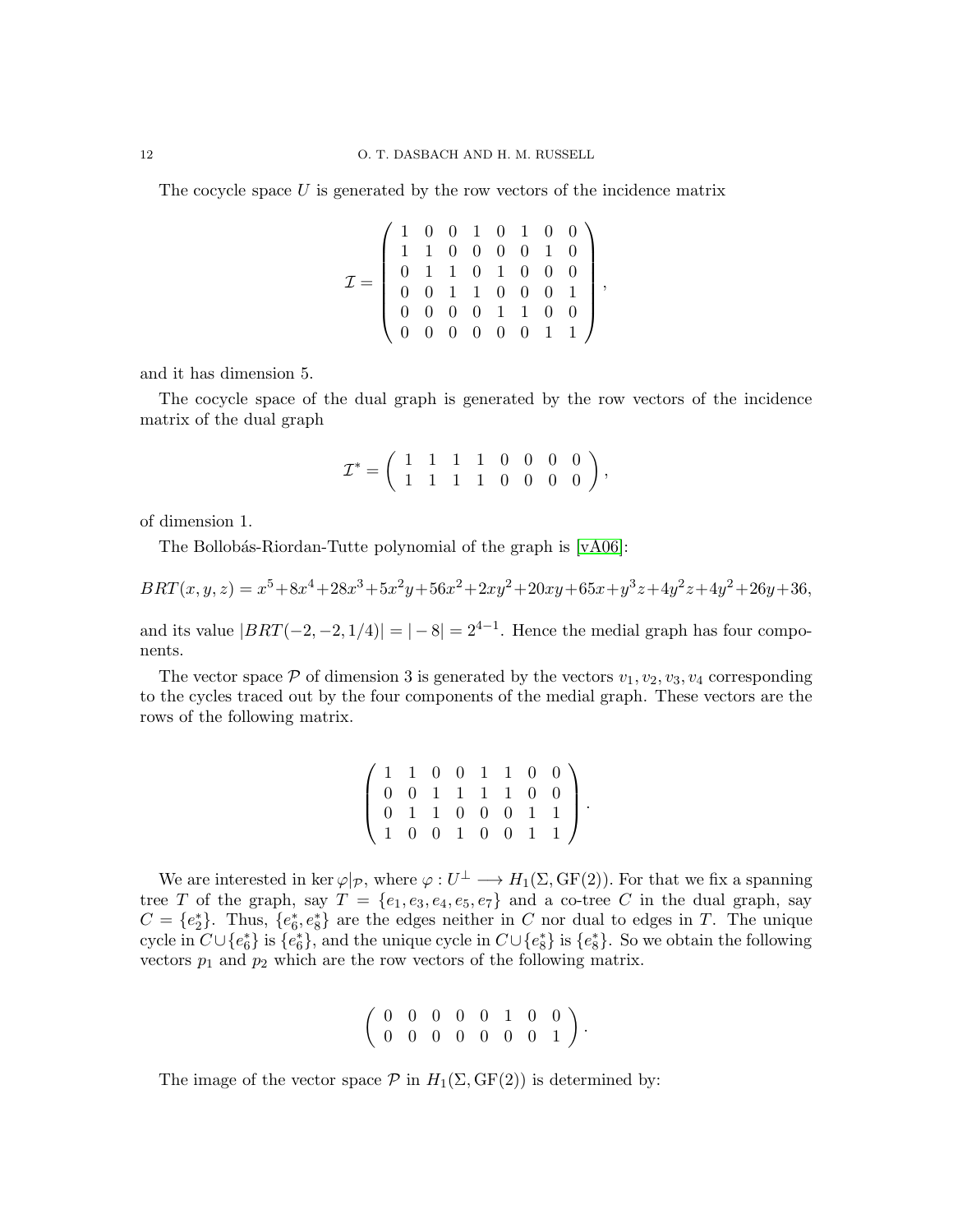The cocycle space $U$ is generated by the row vectors of the incidence matrix

$$\mathcal{I} = \begin{pmatrix} 1 & 0 & 0 & 1 & 0 & 1 & 0 & 0 \\ 1 & 1 & 0 & 0 & 0 & 0 & 1 & 0 \\ 0 & 1 & 1 & 0 & 1 & 0 & 0 & 0 \\ 0 & 0 & 1 & 1 & 0 & 0 & 0 & 1 \\ 0 & 0 & 0 & 0 & 1 & 1 & 0 & 0 \\ 0 & 0 & 0 & 0 & 0 & 0 & 1 & 1 \end{pmatrix},$$

and it has dimension 5.

The cocycle space of the dual graph is generated by the row vectors of the incidence matrix of the dual graph

$$\mathcal{I}^* = \begin{pmatrix} 1 & 1 & 1 & 1 & 0 & 0 & 0 & 0 \\ 1 & 1 & 1 & 1 & 0 & 0 & 0 & 0 \end{pmatrix},$$

of dimension 1.

The Bollobás-Riordan-Tutte polynomial of the graph is [vA06]:

$$BRT(x,y,z) = x^5+8x^4+28x^3+5x^2y+56x^2+2xy^2+20xy+65x+y^3z+4y^2z+4y^2+26y+36,$$

and its value $|BRT(-2,-2,1/4)| = |-8| = 2^{4-1}$. Hence the medial graph has four components.

The vector space $\mathcal{P}$ of dimension 3 is generated by the vectors $v_1, v_2, v_3, v_4$ corresponding to the cycles traced out by the four components of the medial graph. These vectors are the rows of the following matrix.

$$\begin{pmatrix} 1 & 1 & 0 & 0 & 1 & 1 & 0 & 0 \\ 0 & 0 & 1 & 1 & 1 & 1 & 0 & 0 \\ 0 & 1 & 1 & 0 & 0 & 0 & 1 & 1 \\ 1 & 0 & 0 & 1 & 0 & 0 & 1 & 1 \end{pmatrix}.$$

We are interested in $\ker \varphi|_{\mathcal{P}}$, where $\varphi : U^\perp \longrightarrow H_1(\Sigma, \mathrm{GF}(2))$. For that we fix a spanning tree $T$ of the graph, say $T = \{e_1, e_3, e_4, e_5, e_7\}$ and a co-tree $C$ in the dual graph, say $C = \{e_2^*\}$. Thus, $\{e_6^*, e_8^*\}$ are the edges neither in $C$ nor dual to edges in $T$. The unique cycle in $C \cup \{e_6^*\}$ is $\{e_6^*\}$, and the unique cycle in $C \cup \{e_8^*\}$ is $\{e_8^*\}$. So we obtain the following vectors $p_1$ and $p_2$ which are the row vectors of the following matrix.

$$\begin{pmatrix} 0 & 0 & 0 & 0 & 0 & 1 & 0 & 0 \\ 0 & 0 & 0 & 0 & 0 & 0 & 0 & 1 \end{pmatrix}.$$

The image of the vector space $\mathcal{P}$ in $H_1(\Sigma, \mathrm{GF}(2))$ is determined by: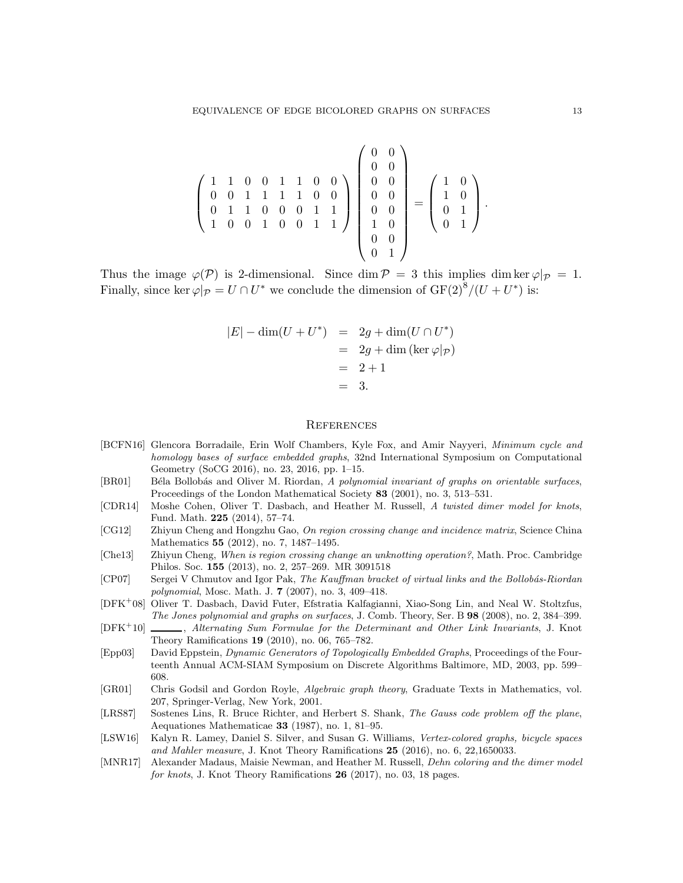$$
\begin{pmatrix} 1 & 1 & 0 & 0 & 1 & 1 & 0 & 0 \\ 0 & 0 & 1 & 1 & 1 & 1 & 0 & 0 \\ 0 & 1 & 1 & 0 & 0 & 0 & 1 & 1 \\ 1 & 0 & 0 & 1 & 0 & 0 & 1 & 1 \end{pmatrix} \begin{pmatrix} 0 & 0 \\ 0 & 0 \\ 0 & 0 \\ 0 & 0 \\ 0 & 0 \\ 1 & 0 \\ 0 & 0 \\ 0 & 1 \end{pmatrix} = \begin{pmatrix} 1 & 0 \\ 1 & 0 \\ 0 & 1 \\ 0 & 1 \end{pmatrix}.
$$

Thus the image $\varphi(\mathcal{P})$ is 2-dimensional. Since $\dim \mathcal{P} = 3$ this implies $\dim \ker \varphi|_{\mathcal{P}} = 1$. Finally, since $\ker \varphi|_{\mathcal{P}} = U \cap U^*$ we conclude the dimension of $\mathrm{GF}(2)^8/(U + U^*)$ is:

$$
\begin{aligned}
|E| - \dim(U + U^*) &= 2g + \dim(U \cap U^*) \\
&= 2g + \dim\left(\ker \varphi|_{\mathcal{P}}\right) \\
&= 2 + 1 \\
&= 3.
\end{aligned}
$$

## References

[BCFN16] Glencora Borradaile, Erin Wolf Chambers, Kyle Fox, and Amir Nayyeri, *Minimum cycle and homology bases of surface embedded graphs*, 32nd International Symposium on Computational Geometry (SoCG 2016), no. 23, 2016, pp. 1–15.

[BR01] Béla Bollobás and Oliver M. Riordan, *A polynomial invariant of graphs on orientable surfaces*, Proceedings of the London Mathematical Society **83** (2001), no. 3, 513–531.

[CDR14] Moshe Cohen, Oliver T. Dasbach, and Heather M. Russell, *A twisted dimer model for knots*, Fund. Math. **225** (2014), 57–74.

[CG12] Zhiyun Cheng and Hongzhu Gao, *On region crossing change and incidence matrix*, Science China Mathematics **55** (2012), no. 7, 1487–1495.

[Che13] Zhiyun Cheng, *When is region crossing change an unknotting operation?*, Math. Proc. Cambridge Philos. Soc. **155** (2013), no. 2, 257–269. MR 3091518

[CP07] Sergei V Chmutov and Igor Pak, *The Kauffman bracket of virtual links and the Bollobás-Riordan polynomial*, Mosc. Math. J. **7** (2007), no. 3, 409–418.

[DFK+08] Oliver T. Dasbach, David Futer, Efstratia Kalfagianni, Xiao-Song Lin, and Neal W. Stoltzfus, *The Jones polynomial and graphs on surfaces*, J. Comb. Theory, Ser. B **98** (2008), no. 2, 384–399.

[DFK+10] ______, *Alternating Sum Formulae for the Determinant and Other Link Invariants*, J. Knot Theory Ramifications **19** (2010), no. 06, 765–782.

[Epp03] David Eppstein, *Dynamic Generators of Topologically Embedded Graphs*, Proceedings of the Fourteenth Annual ACM-SIAM Symposium on Discrete Algorithms Baltimore, MD, 2003, pp. 599–608.

[GR01] Chris Godsil and Gordon Royle, *Algebraic graph theory*, Graduate Texts in Mathematics, vol. 207, Springer-Verlag, New York, 2001.

[LRS87] Sostenes Lins, R. Bruce Richter, and Herbert S. Shank, *The Gauss code problem off the plane*, Aequationes Mathematicae **33** (1987), no. 1, 81–95.

[LSW16] Kalyn R. Lamey, Daniel S. Silver, and Susan G. Williams, *Vertex-colored graphs, bicycle spaces and Mahler measure*, J. Knot Theory Ramifications **25** (2016), no. 6, 22,1650033.

[MNR17] Alexander Madaus, Maisie Newman, and Heather M. Russell, *Dehn coloring and the dimer model for knots*, J. Knot Theory Ramifications **26** (2017), no. 03, 18 pages.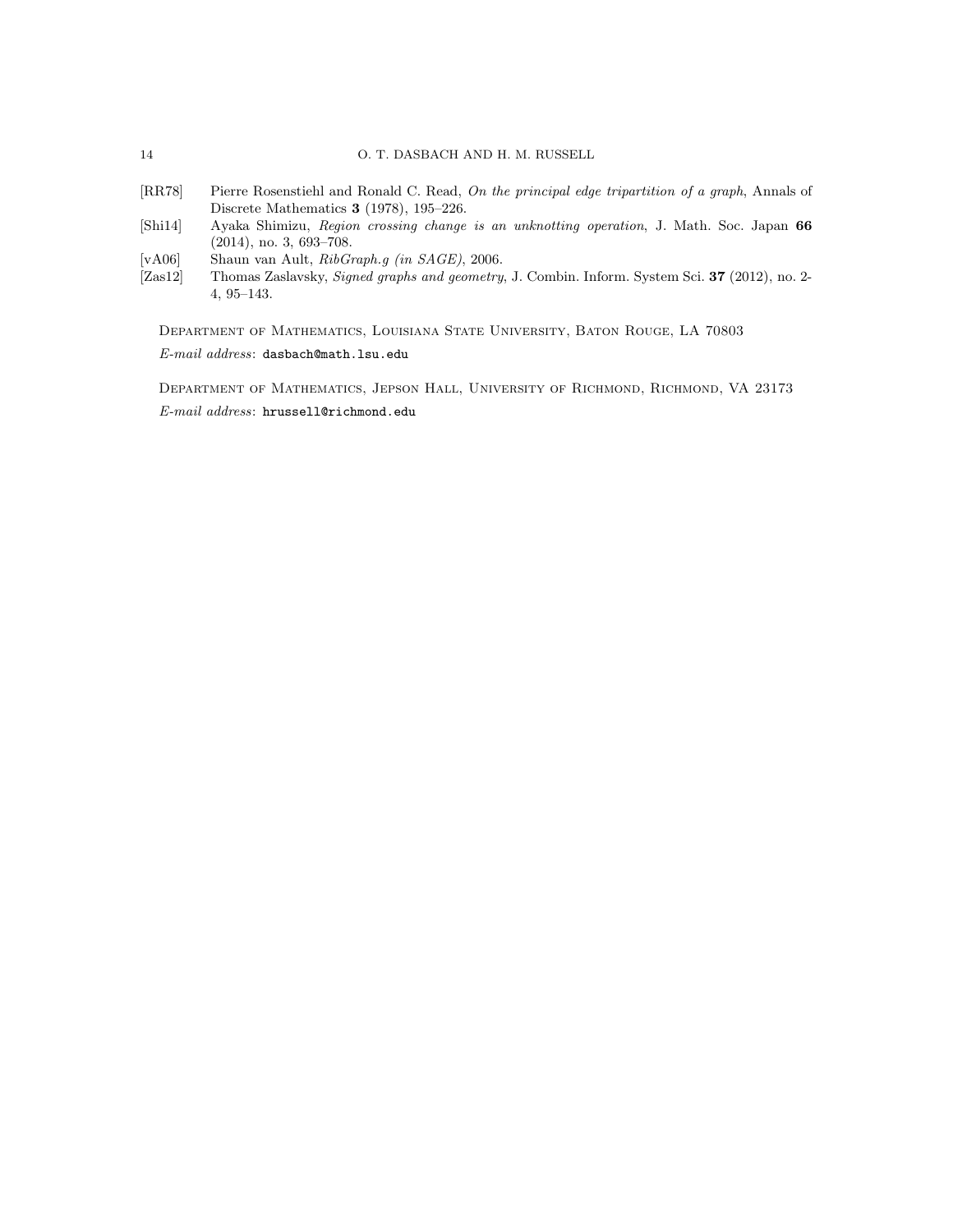[RR78] Pierre Rosenstiehl and Ronald C. Read, *On the principal edge tripartition of a graph*, Annals of Discrete Mathematics **3** (1978), 195–226.

[Shi14] Ayaka Shimizu, *Region crossing change is an unknotting operation*, J. Math. Soc. Japan **66** (2014), no. 3, 693–708.

[vA06] Shaun van Ault, *RibGraph.g (in SAGE)*, 2006.

[Zas12] Thomas Zaslavsky, *Signed graphs and geometry*, J. Combin. Inform. System Sci. **37** (2012), no. 2-4, 95–143.

Department of Mathematics, Louisiana State University, Baton Rouge, LA 70803

*E-mail address*: `dasbach@math.lsu.edu`

Department of Mathematics, Jepson Hall, University of Richmond, Richmond, VA 23173

*E-mail address*: `hrussell@richmond.edu`